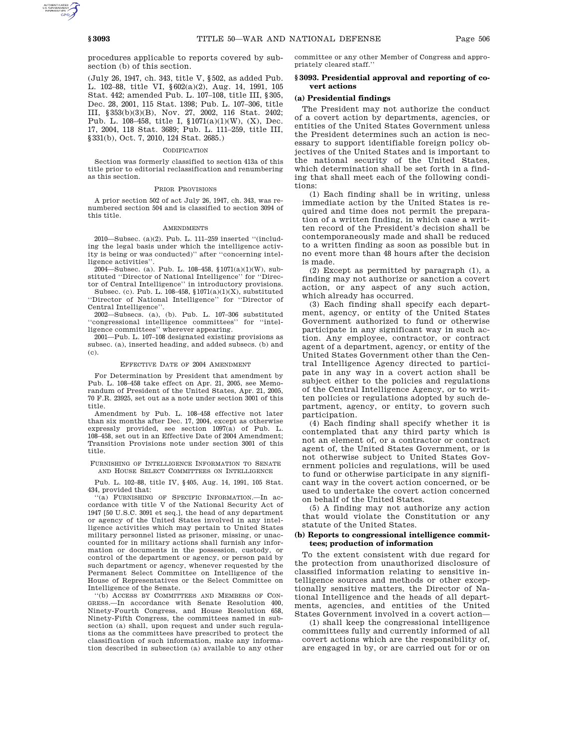procedures applicable to reports covered by subsection (b) of this section.

(July 26, 1947, ch. 343, title V, §502, as added Pub. L. 102–88, title VI, §602(a)(2), Aug. 14, 1991, 105 Stat. 442; amended Pub. L. 107–108, title III, §305, Dec. 28, 2001, 115 Stat. 1398; Pub. L. 107–306, title III, §353(b)(3)(B), Nov. 27, 2002, 116 Stat. 2402; Pub. L. 108–458, title I, §1071(a)(1)(W), (X), Dec. 17, 2004, 118 Stat. 3689; Pub. L. 111–259, title III, §331(b), Oct. 7, 2010, 124 Stat. 2685.)

CODIFICATION

Section was formerly classified to section 413a of this title prior to editorial reclassification and renumbering as this section.

PRIOR PROVISIONS

A prior section 502 of act July 26, 1947, ch. 343, was renumbered section 504 and is classified to section 3094 of this title.

AMENDMENTS

2010—Subsec. (a)(2). Pub. L. 111–259 inserted ''(including the legal basis under which the intelligence activity is being or was conducted)'' after ''concerning intelligence activities''.

2004—Subsec. (a). Pub. L. 108–458, §1071(a)(1)(W), substituted ''Director of National Intelligence'' for ''Director of Central Intelligence'' in introductory provisions.

Subsec. (c). Pub. L. 108–458, §1071(a)(1)(X), substituted ''Director of National Intelligence'' for ''Director of Central Intelligence''.

2002—Subsecs. (a), (b). Pub. L. 107–306 substituted ''congressional intelligence committees'' for ''intelligence committees'' wherever appearing.

2001—Pub. L. 107–108 designated existing provisions as subsec. (a), inserted heading, and added subsecs. (b) and (c).

EFFECTIVE DATE OF 2004 AMENDMENT

For Determination by President that amendment by Pub. L. 108–458 take effect on Apr. 21, 2005, see Memorandum of President of the United States, Apr. 21, 2005, 70 F.R. 23925, set out as a note under section 3001 of this title.

Amendment by Pub. L. 108–458 effective not later than six months after Dec. 17, 2004, except as otherwise expressly provided, see section 1097(a) of Pub. L. 108–458, set out in an Effective Date of 2004 Amendment; Transition Provisions note under section 3001 of this title.

FURNISHING OF INTELLIGENCE INFORMATION TO SENATE AND HOUSE SELECT COMMITTEES ON INTELLIGENCE

Pub. L. 102–88, title IV, §405, Aug. 14, 1991, 105 Stat. 434, provided that:

''(a) FURNISHING OF SPECIFIC INFORMATION.—In accordance with title V of the National Security Act of 1947 [50 U.S.C. 3091 et seq.], the head of any department or agency of the United States involved in any intelligence activities which may pertain to United States military personnel listed as prisoner, missing, or unaccounted for in military actions shall furnish any information or documents in the possession, custody, or control of the department or agency, or person paid by such department or agency, whenever requested by the Permanent Select Committee on Intelligence of the House of Representatives or the Select Committee on Intelligence of the Senate.

''(b) ACCESS BY COMMITTEES AND MEMBERS OF CONGRESS.—In accordance with Senate Resolution 400, Ninety-Fourth Congress, and House Resolution 658, Ninety-Fifth Congress, the committees named in subsection (a) shall, upon request and under such regulations as the committees have prescribed to protect the classification of such information, make any information described in subsection (a) available to any other committee or any other Member of Congress and appropriately cleared staff.''

## §3093. Presidential approval and reporting of covert actions

### (a) Presidential findings

The President may not authorize the conduct of a covert action by departments, agencies, or entities of the United States Government unless the President determines such an action is necessary to support identifiable foreign policy objectives of the United States and is important to the national security of the United States, which determination shall be set forth in a finding that shall meet each of the following conditions:

(1) Each finding shall be in writing, unless immediate action by the United States is required and time does not permit the preparation of a written finding, in which case a written record of the President's decision shall be contemporaneously made and shall be reduced to a written finding as soon as possible but in no event more than 48 hours after the decision is made.

(2) Except as permitted by paragraph (1), a finding may not authorize or sanction a covert action, or any aspect of any such action, which already has occurred.

(3) Each finding shall specify each department, agency, or entity of the United States Government authorized to fund or otherwise participate in any significant way in such action. Any employee, contractor, or contract agent of a department, agency, or entity of the United States Government other than the Central Intelligence Agency directed to participate in any way in a covert action shall be subject either to the policies and regulations of the Central Intelligence Agency, or to written policies or regulations adopted by such department, agency, or entity, to govern such participation.

(4) Each finding shall specify whether it is contemplated that any third party which is not an element of, or a contractor or contract agent of, the United States Government, or is not otherwise subject to United States Government policies and regulations, will be used to fund or otherwise participate in any significant way in the covert action concerned, or be used to undertake the covert action concerned on behalf of the United States.

(5) A finding may not authorize any action that would violate the Constitution or any statute of the United States.

### (b) Reports to congressional intelligence committees; production of information

To the extent consistent with due regard for the protection from unauthorized disclosure of classified information relating to sensitive intelligence sources and methods or other exceptionally sensitive matters, the Director of National Intelligence and the heads of all departments, agencies, and entities of the United States Government involved in a covert action—

(1) shall keep the congressional intelligence committees fully and currently informed of all covert actions which are the responsibility of, are engaged in by, or are carried out for or on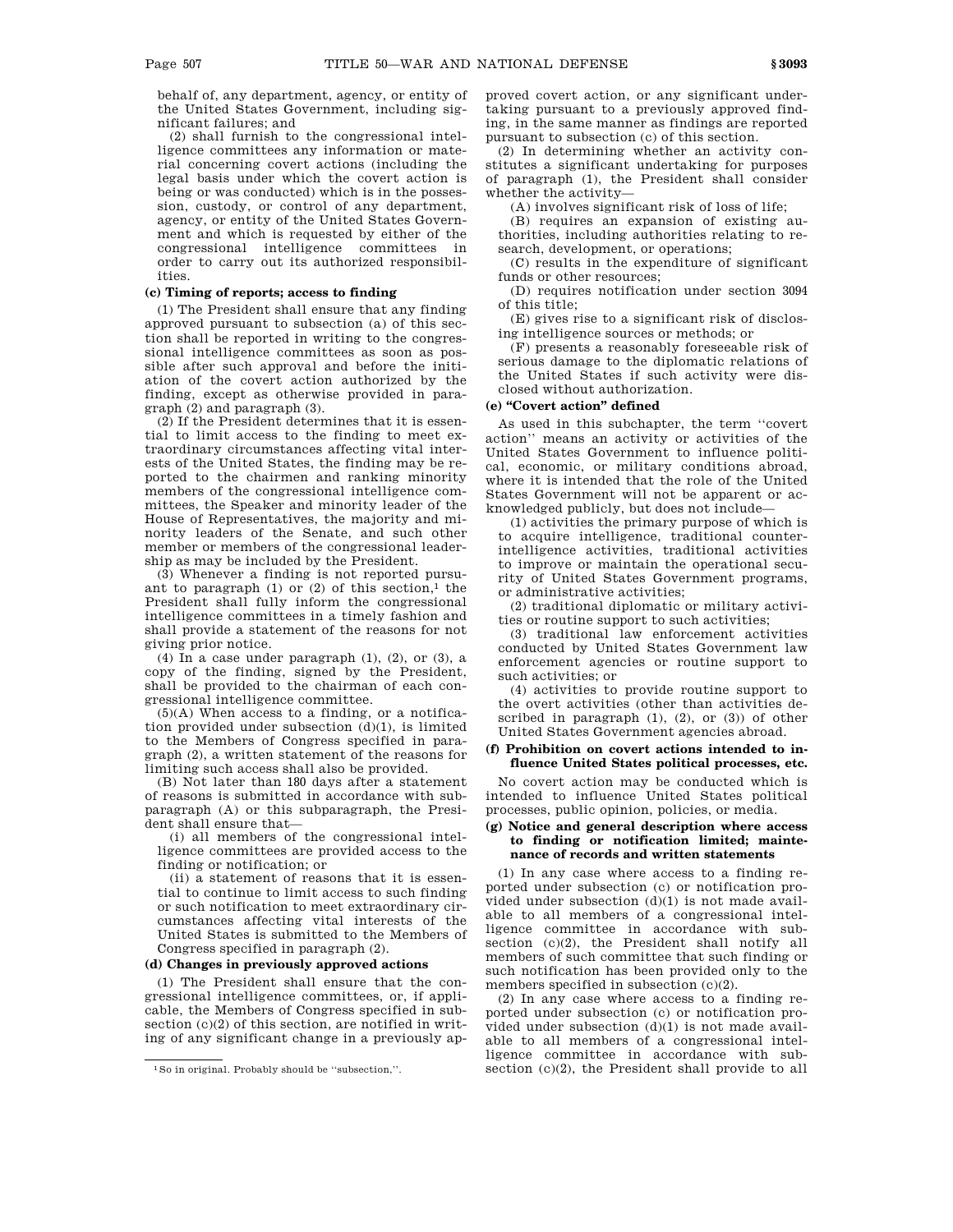behalf of, any department, agency, or entity of the United States Government, including significant failures; and

(2) shall furnish to the congressional intelligence committees any information or material concerning covert actions (including the legal basis under which the covert action is being or was conducted) which is in the possession, custody, or control of any department, agency, or entity of the United States Government and which is requested by either of the congressional intelligence committees in order to carry out its authorized responsibilities.

**(c) Timing of reports; access to finding**

(1) The President shall ensure that any finding approved pursuant to subsection (a) of this section shall be reported in writing to the congressional intelligence committees as soon as possible after such approval and before the initiation of the covert action authorized by the finding, except as otherwise provided in paragraph (2) and paragraph (3).

(2) If the President determines that it is essential to limit access to the finding to meet extraordinary circumstances affecting vital interests of the United States, the finding may be reported to the chairmen and ranking minority members of the congressional intelligence committees, the Speaker and minority leader of the House of Representatives, the majority and minority leaders of the Senate, and such other member or members of the congressional leadership as may be included by the President.

(3) Whenever a finding is not reported pursuant to paragraph (1) or (2) of this section,[1] the President shall fully inform the congressional intelligence committees in a timely fashion and shall provide a statement of the reasons for not giving prior notice.

(4) In a case under paragraph (1), (2), or (3), a copy of the finding, signed by the President, shall be provided to the chairman of each congressional intelligence committee.

(5)(A) When access to a finding, or a notification provided under subsection (d)(1), is limited to the Members of Congress specified in paragraph (2), a written statement of the reasons for limiting such access shall also be provided.

(B) Not later than 180 days after a statement of reasons is submitted in accordance with subparagraph (A) or this subparagraph, the President shall ensure that—

(i) all members of the congressional intelligence committees are provided access to the finding or notification; or

(ii) a statement of reasons that it is essential to continue to limit access to such finding or such notification to meet extraordinary circumstances affecting vital interests of the United States is submitted to the Members of Congress specified in paragraph (2).

**(d) Changes in previously approved actions**

(1) The President shall ensure that the congressional intelligence committees, or, if applicable, the Members of Congress specified in subsection (c)(2) of this section, are notified in writing of any significant change in a previously approved covert action, or any significant undertaking pursuant to a previously approved finding, in the same manner as findings are reported pursuant to subsection (c) of this section.

(2) In determining whether an activity constitutes a significant undertaking for purposes of paragraph (1), the President shall consider whether the activity—

(A) involves significant risk of loss of life;

(B) requires an expansion of existing authorities, including authorities relating to research, development, or operations;

(C) results in the expenditure of significant funds or other resources;

(D) requires notification under section 3094 of this title;

(E) gives rise to a significant risk of disclosing intelligence sources or methods; or

(F) presents a reasonably foreseeable risk of serious damage to the diplomatic relations of the United States if such activity were disclosed without authorization.

**(e) "Covert action" defined**

As used in this subchapter, the term "covert action" means an activity or activities of the United States Government to influence political, economic, or military conditions abroad, where it is intended that the role of the United States Government will not be apparent or acknowledged publicly, but does not include—

(1) activities the primary purpose of which is to acquire intelligence, traditional counterintelligence activities, traditional activities to improve or maintain the operational security of United States Government programs, or administrative activities;

(2) traditional diplomatic or military activities or routine support to such activities;

(3) traditional law enforcement activities conducted by United States Government law enforcement agencies or routine support to such activities; or

(4) activities to provide routine support to the overt activities (other than activities described in paragraph (1), (2), or (3)) of other United States Government agencies abroad.

**(f) Prohibition on covert actions intended to influence United States political processes, etc.**

No covert action may be conducted which is intended to influence United States political processes, public opinion, policies, or media.

**(g) Notice and general description where access to finding or notification limited; maintenance of records and written statements**

(1) In any case where access to a finding reported under subsection (c) or notification provided under subsection (d)(1) is not made available to all members of a congressional intelligence committee in accordance with subsection (c)(2), the President shall notify all members of such committee that such finding or such notification has been provided only to the members specified in subsection (c)(2).

(2) In any case where access to a finding reported under subsection (c) or notification provided under subsection (d)(1) is not made available to all members of a congressional intelligence committee in accordance with subsection (c)(2), the President shall provide to all

[1] So in original. Probably should be "subsection,".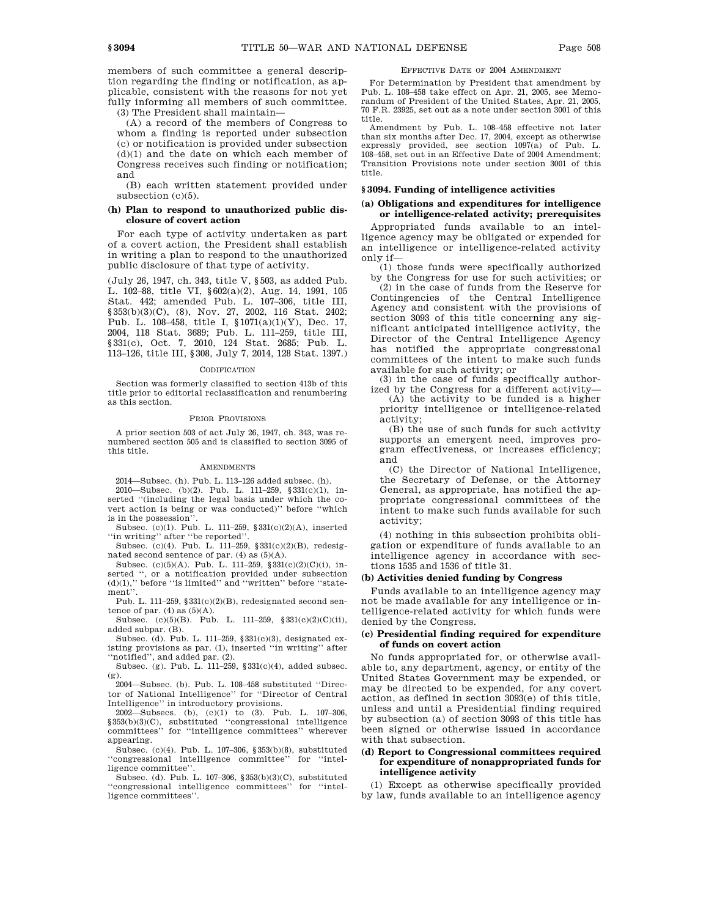members of such committee a general description regarding the finding or notification, as applicable, consistent with the reasons for not yet fully informing all members of such committee.

(3) The President shall maintain—

(A) a record of the members of Congress to whom a finding is reported under subsection (c) or notification is provided under subsection (d)(1) and the date on which each member of Congress receives such finding or notification; and

(B) each written statement provided under subsection (c)(5).

**(h) Plan to respond to unauthorized public disclosure of covert action**

For each type of activity undertaken as part of a covert action, the President shall establish in writing a plan to respond to the unauthorized public disclosure of that type of activity.

(July 26, 1947, ch. 343, title V, §503, as added Pub. L. 102–88, title VI, §602(a)(2), Aug. 14, 1991, 105 Stat. 442; amended Pub. L. 107–306, title III, §353(b)(3)(C), (8), Nov. 27, 2002, 116 Stat. 2402; Pub. L. 108–458, title I, §1071(a)(1)(Y), Dec. 17, 2004, 118 Stat. 3689; Pub. L. 111–259, title III, §331(c), Oct. 7, 2010, 124 Stat. 2685; Pub. L. 113–126, title III, §308, July 7, 2014, 128 Stat. 1397.)

CODIFICATION

Section was formerly classified to section 413b of this title prior to editorial reclassification and renumbering as this section.

PRIOR PROVISIONS

A prior section 503 of act July 26, 1947, ch. 343, was renumbered section 505 and is classified to section 3095 of this title.

AMENDMENTS

2014—Subsec. (h). Pub. L. 113–126 added subsec. (h).

2010—Subsec. (b)(2). Pub. L. 111–259, §331(c)(1), inserted "(including the legal basis under which the covert action is being or was conducted)" before "which is in the possession".

Subsec. (c)(1). Pub. L. 111–259, §331(c)(2)(A), inserted "in writing" after "be reported".

Subsec. (c)(4). Pub. L. 111–259, §331(c)(2)(B), redesignated second sentence of par. (4) as (5)(A).

Subsec. (c)(5)(A). Pub. L. 111–259, §331(c)(2)(C)(i), inserted ", or a notification provided under subsection (d)(1)," before "is limited" and "written" before "statement".

Pub. L. 111–259, §331(c)(2)(B), redesignated second sentence of par. (4) as (5)(A).

Subsec. (c)(5)(B). Pub. L. 111–259, §331(c)(2)(C)(ii), added subpar. (B).

Subsec. (d). Pub. L. 111–259, §331(c)(3), designated existing provisions as par. (1), inserted "in writing" after "notified", and added par. (2).

Subsec. (g). Pub. L. 111–259, §331(c)(4), added subsec. (g).

2004—Subsec. (b). Pub. L. 108–458 substituted "Director of National Intelligence" for "Director of Central Intelligence" in introductory provisions.

2002—Subsecs. (b), (c)(1) to (3). Pub. L. 107–306, §353(b)(3)(C), substituted "congressional intelligence committees" for "intelligence committees" wherever appearing.

Subsec. (c)(4). Pub. L. 107–306, §353(b)(8), substituted "congressional intelligence committee" for "intelligence committee".

Subsec. (d). Pub. L. 107–306, §353(b)(3)(C), substituted "congressional intelligence committees" for "intelligence committees".

EFFECTIVE DATE OF 2004 AMENDMENT

For Determination by President that amendment by Pub. L. 108–458 take effect on Apr. 21, 2005, see Memorandum of President of the United States, Apr. 21, 2005, 70 F.R. 23925, set out as a note under section 3001 of this title.

Amendment by Pub. L. 108–458 effective not later than six months after Dec. 17, 2004, except as otherwise expressly provided, see section 1097(a) of Pub. L. 108–458, set out in an Effective Date of 2004 Amendment; Transition Provisions note under section 3001 of this title.

## §3094. Funding of intelligence activities

**(a) Obligations and expenditures for intelligence or intelligence-related activity; prerequisites**

Appropriated funds available to an intelligence agency may be obligated or expended for an intelligence or intelligence-related activity only if—

(1) those funds were specifically authorized by the Congress for use for such activities; or

(2) in the case of funds from the Reserve for Contingencies of the Central Intelligence Agency and consistent with the provisions of section 3093 of this title concerning any significant anticipated intelligence activity, the Director of the Central Intelligence Agency has notified the appropriate congressional committees of the intent to make such funds available for such activity; or

(3) in the case of funds specifically authorized by the Congress for a different activity—

(A) the activity to be funded is a higher priority intelligence or intelligence-related activity;

(B) the use of such funds for such activity supports an emergent need, improves program effectiveness, or increases efficiency; and

(C) the Director of National Intelligence, the Secretary of Defense, or the Attorney General, as appropriate, has notified the appropriate congressional committees of the intent to make such funds available for such activity;

(4) nothing in this subsection prohibits obligation or expenditure of funds available to an intelligence agency in accordance with sections 1535 and 1536 of title 31.

**(b) Activities denied funding by Congress**

Funds available to an intelligence agency may not be made available for any intelligence or intelligence-related activity for which funds were denied by the Congress.

**(c) Presidential finding required for expenditure of funds on covert action**

No funds appropriated for, or otherwise available to, any department, agency, or entity of the United States Government may be expended, or may be directed to be expended, for any covert action, as defined in section 3093(e) of this title, unless and until a Presidential finding required by subsection (a) of section 3093 of this title has been signed or otherwise issued in accordance with that subsection.

**(d) Report to Congressional committees required for expenditure of nonappropriated funds for intelligence activity**

(1) Except as otherwise specifically provided by law, funds available to an intelligence agency